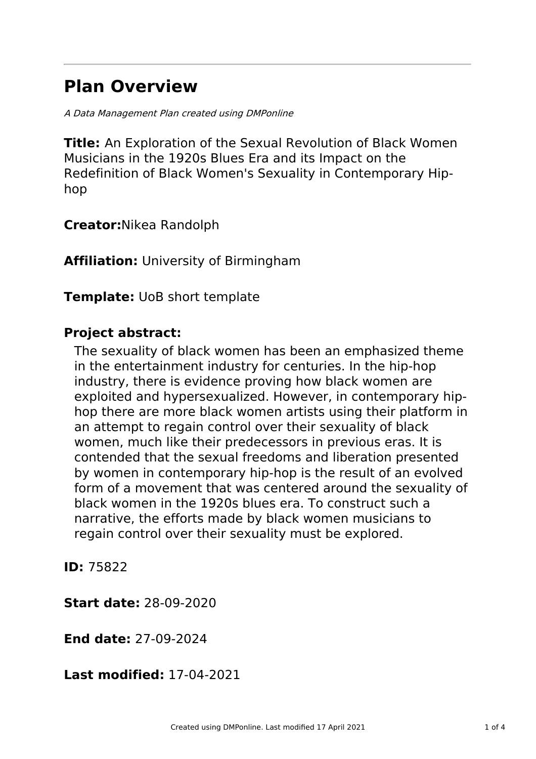# Plan Overview

*A Data Management Plan created using DMPonline*

**Title:** An Exploration of the Sexual Revolution of Black Women Musicians in the 1920s Blues Era and its Impact on the Redefinition of Black Women's Sexuality in Contemporary Hip-hop

**Creator:**Nikea Randolph

**Affiliation:** University of Birmingham

**Template:** UoB short template

## Project abstract:

The sexuality of black women has been an emphasized theme in the entertainment industry for centuries. In the hip-hop industry, there is evidence proving how black women are exploited and hypersexualized. However, in contemporary hip-hop there are more black women artists using their platform in an attempt to regain control over their sexuality of black women, much like their predecessors in previous eras. It is contended that the sexual freedoms and liberation presented by women in contemporary hip-hop is the result of an evolved form of a movement that was centered around the sexuality of black women in the 1920s blues era. To construct such a narrative, the efforts made by black women musicians to regain control over their sexuality must be explored.

**ID:** 75822

**Start date:** 28-09-2020

**End date:** 27-09-2024

**Last modified:** 17-04-2021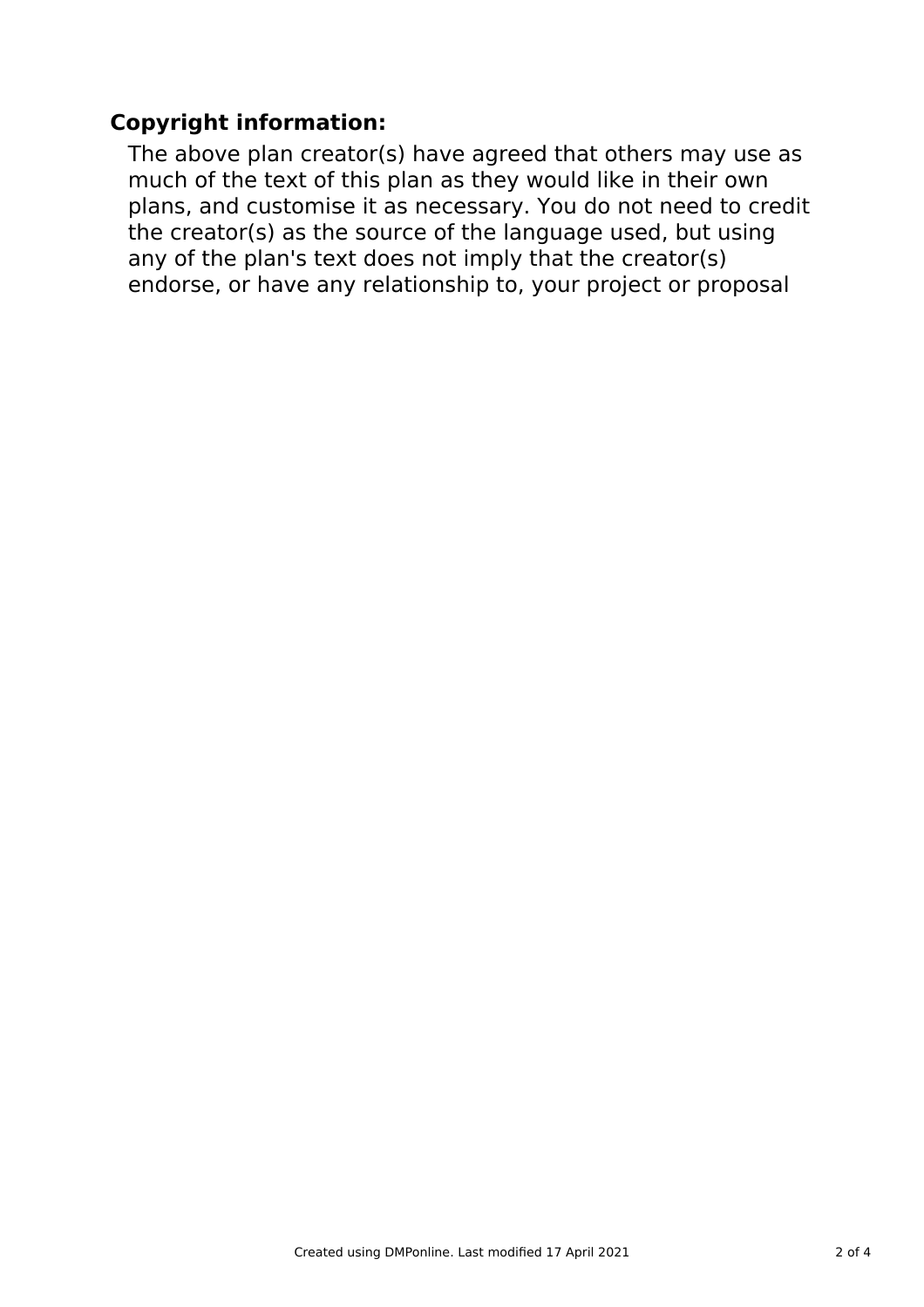## Copyright information:

The above plan creator(s) have agreed that others may use as much of the text of this plan as they would like in their own plans, and customise it as necessary. You do not need to credit the creator(s) as the source of the language used, but using any of the plan's text does not imply that the creator(s) endorse, or have any relationship to, your project or proposal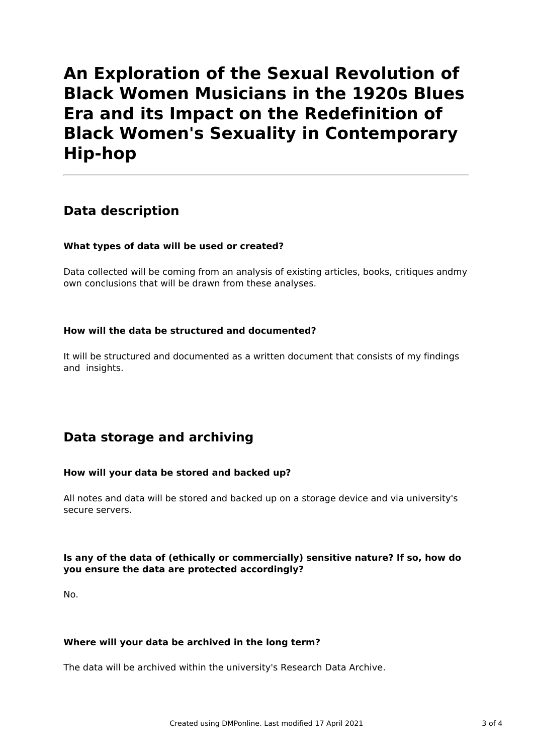# An Exploration of the Sexual Revolution of Black Women Musicians in the 1920s Blues Era and its Impact on the Redefinition of Black Women's Sexuality in Contemporary Hip-hop

---

## Data description

### What types of data will be used or created?

Data collected will be coming from an analysis of existing articles, books, critiques andmy own conclusions that will be drawn from these analyses.

### How will the data be structured and documented?

It will be structured and documented as a written document that consists of my findings and insights.

## Data storage and archiving

### How will your data be stored and backed up?

All notes and data will be stored and backed up on a storage device and via university's secure servers.

### Is any of the data of (ethically or commercially) sensitive nature? If so, how do you ensure the data are protected accordingly?

No.

### Where will your data be archived in the long term?

The data will be archived within the university's Research Data Archive.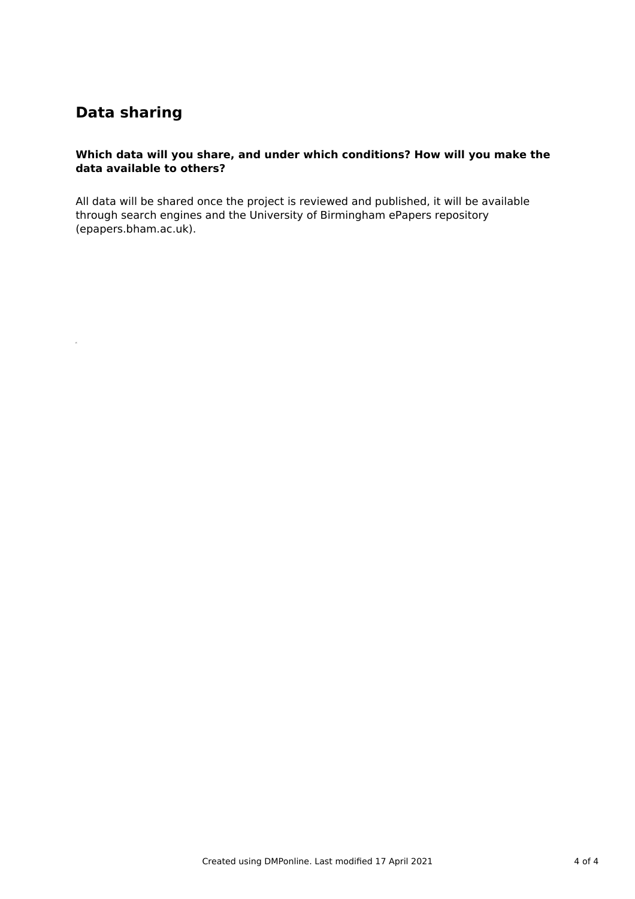## Data sharing

**Which data will you share, and under which conditions? How will you make the data available to others?**

All data will be shared once the project is reviewed and published, it will be available through search engines and the University of Birmingham ePapers repository (epapers.bham.ac.uk).